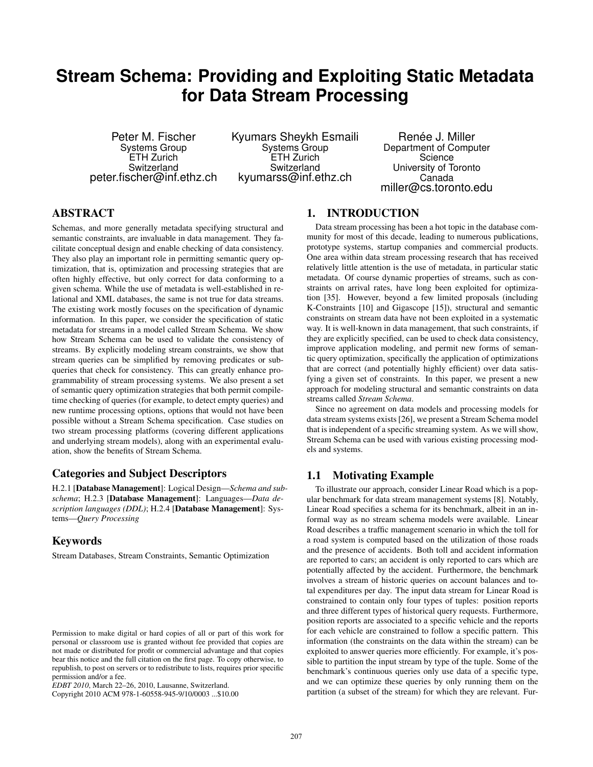# Stream Schema: Providing and Exploiting Static Metadata for Data Stream Processing

Peter M. Fischer
Systems Group
ETH Zurich
Switzerland
peter.fischer@inf.ethz.ch

Kyumars Sheykh Esmaili
Systems Group
ETH Zurich
Switzerland
kyumarss@inf.ethz.ch

Renée J. Miller
Department of Computer Science
University of Toronto
Canada
miller@cs.toronto.edu

## ABSTRACT

Schemas, and more generally metadata specifying structural and semantic constraints, are invaluable in data management. They facilitate conceptual design and enable checking of data consistency. They also play an important role in permitting semantic query optimization, that is, optimization and processing strategies that are often highly effective, but only correct for data conforming to a given schema. While the use of metadata is well-established in relational and XML databases, the same is not true for data streams. The existing work mostly focuses on the specification of dynamic information. In this paper, we consider the specification of static metadata for streams in a model called Stream Schema. We show how Stream Schema can be used to validate the consistency of streams. By explicitly modeling stream constraints, we show that stream queries can be simplified by removing predicates or subqueries that check for consistency. This can greatly enhance programmability of stream processing systems. We also present a set of semantic query optimization strategies that both permit compile-time checking of queries (for example, to detect empty queries) and new runtime processing options, options that would not have been possible without a Stream Schema specification. Case studies on two stream processing platforms (covering different applications and underlying stream models), along with an experimental evaluation, show the benefits of Stream Schema.

### Categories and Subject Descriptors

H.2.1 [**Database Management**]: Logical Design—*Schema and subschema*; H.2.3 [**Database Management**]: Languages—*Data description languages (DDL)*; H.2.4 [**Database Management**]: Systems—*Query Processing*

### Keywords

Stream Databases, Stream Constraints, Semantic Optimization

Permission to make digital or hard copies of all or part of this work for personal or classroom use is granted without fee provided that copies are not made or distributed for profit or commercial advantage and that copies bear this notice and the full citation on the first page. To copy otherwise, to republish, to post on servers or to redistribute to lists, requires prior specific permission and/or a fee.
*EDBT 2010*, March 22–26, 2010, Lausanne, Switzerland.
Copyright 2010 ACM 978-1-60558-945-9/10/0003 ...$10.00

## 1. INTRODUCTION

Data stream processing has been a hot topic in the database community for most of this decade, leading to numerous publications, prototype systems, startup companies and commercial products. One area within data stream processing research that has received relatively little attention is the use of metadata, in particular static metadata. Of course dynamic properties of streams, such as constraints on arrival rates, have long been exploited for optimization [35]. However, beyond a few limited proposals (including K-Constraints [10] and Gigascope [15]), structural and semantic constraints on stream data have not been exploited in a systematic way. It is well-known in data management, that such constraints, if they are explicitly specified, can be used to check data consistency, improve application modeling, and permit new forms of semantic query optimization, specifically the application of optimizations that are correct (and potentially highly efficient) over data satisfying a given set of constraints. In this paper, we present a new approach for modeling structural and semantic constraints on data streams called *Stream Schema*.

Since no agreement on data models and processing models for data stream systems exists [26], we present a Stream Schema model that is independent of a specific streaming system. As we will show, Stream Schema can be used with various existing processing models and systems.

### 1.1 Motivating Example

To illustrate our approach, consider Linear Road which is a popular benchmark for data stream management systems [8]. Notably, Linear Road specifies a schema for its benchmark, albeit in an informal way as no stream schema models were available. Linear Road describes a traffic management scenario in which the toll for a road system is computed based on the utilization of those roads and the presence of accidents. Both toll and accident information are reported to cars; an accident is only reported to cars which are potentially affected by the accident. Furthermore, the benchmark involves a stream of historic queries on account balances and total expenditures per day. The input data stream for Linear Road is constrained to contain only four types of tuples: position reports and three different types of historical query requests. Furthermore, position reports are associated to a specific vehicle and the reports for each vehicle are constrained to follow a specific pattern. This information (the constraints on the data within the stream) can be exploited to answer queries more efficiently. For example, it's possible to partition the input stream by type of the tuple. Some of the benchmark's continuous queries only use data of a specific type, and we can optimize these queries by only running them on the partition (a subset of the stream) for which they are relevant. Fur-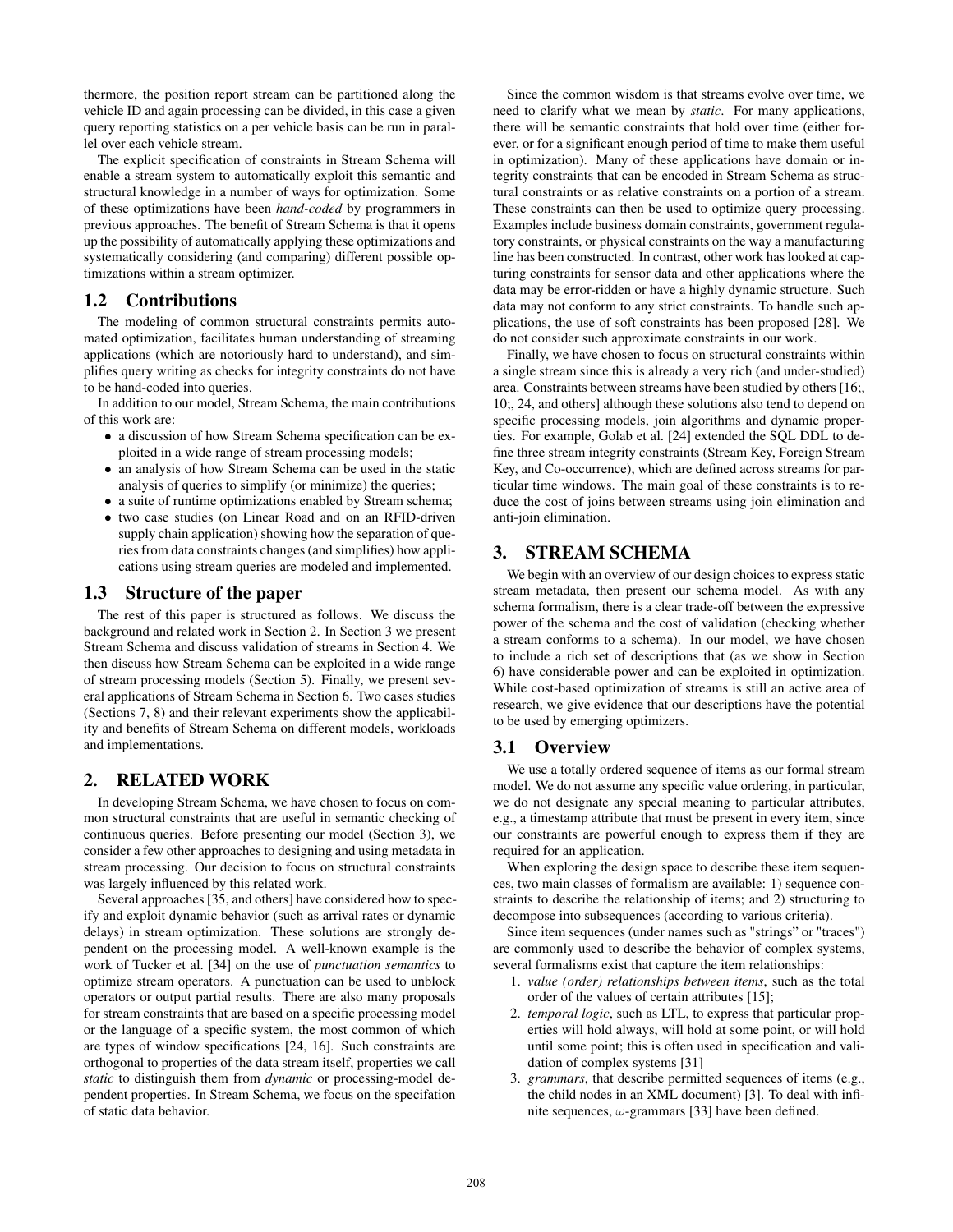thermore, the position report stream can be partitioned along the vehicle ID and again processing can be divided, in this case a given query reporting statistics on a per vehicle basis can be run in parallel over each vehicle stream.

The explicit specification of constraints in Stream Schema will enable a stream system to automatically exploit this semantic and structural knowledge in a number of ways for optimization. Some of these optimizations have been *hand-coded* by programmers in previous approaches. The benefit of Stream Schema is that it opens up the possibility of automatically applying these optimizations and systematically considering (and comparing) different possible optimizations within a stream optimizer.

## 1.2 Contributions

The modeling of common structural constraints permits automated optimization, facilitates human understanding of streaming applications (which are notoriously hard to understand), and simplifies query writing as checks for integrity constraints do not have to be hand-coded into queries.

In addition to our model, Stream Schema, the main contributions of this work are:

- a discussion of how Stream Schema specification can be exploited in a wide range of stream processing models;
- an analysis of how Stream Schema can be used in the static analysis of queries to simplify (or minimize) the queries;
- a suite of runtime optimizations enabled by Stream schema;
- two case studies (on Linear Road and on an RFID-driven supply chain application) showing how the separation of queries from data constraints changes (and simplifies) how applications using stream queries are modeled and implemented.

## 1.3 Structure of the paper

The rest of this paper is structured as follows. We discuss the background and related work in Section 2. In Section 3 we present Stream Schema and discuss validation of streams in Section 4. We then discuss how Stream Schema can be exploited in a wide range of stream processing models (Section 5). Finally, we present several applications of Stream Schema in Section 6. Two cases studies (Sections 7, 8) and their relevant experiments show the applicability and benefits of Stream Schema on different models, workloads and implementations.

# 2. RELATED WORK

In developing Stream Schema, we have chosen to focus on common structural constraints that are useful in semantic checking of continuous queries. Before presenting our model (Section 3), we consider a few other approaches to designing and using metadata in stream processing. Our decision to focus on structural constraints was largely influenced by this related work.

Several approaches [35, and others] have considered how to specify and exploit dynamic behavior (such as arrival rates or dynamic delays) in stream optimization. These solutions are strongly dependent on the processing model. A well-known example is the work of Tucker et al. [34] on the use of *punctuation semantics* to optimize stream operators. A punctuation can be used to unblock operators or output partial results. There are also many proposals for stream constraints that are based on a specific processing model or the language of a specific system, the most common of which are types of window specifications [24, 16]. Such constraints are orthogonal to properties of the data stream itself, properties we call *static* to distinguish them from *dynamic* or processing-model dependent properties. In Stream Schema, we focus on the specifation of static data behavior.

Since the common wisdom is that streams evolve over time, we need to clarify what we mean by *static*. For many applications, there will be semantic constraints that hold over time (either forever, or for a significant enough period of time to make them useful in optimization). Many of these applications have domain or integrity constraints that can be encoded in Stream Schema as structural constraints or as relative constraints on a portion of a stream. These constraints can then be used to optimize query processing. Examples include business domain constraints, government regulatory constraints, or physical constraints on the way a manufacturing line has been constructed. In contrast, other work has looked at capturing constraints for sensor data and other applications where the data may be error-ridden or have a highly dynamic structure. Such data may not conform to any strict constraints. To handle such applications, the use of soft constraints has been proposed [28]. We do not consider such approximate constraints in our work.

Finally, we have chosen to focus on structural constraints within a single stream since this is already a very rich (and under-studied) area. Constraints between streams have been studied by others [16;, 10;, 24, and others] although these solutions also tend to depend on specific processing models, join algorithms and dynamic properties. For example, Golab et al. [24] extended the SQL DDL to define three stream integrity constraints (Stream Key, Foreign Stream Key, and Co-occurrence), which are defined across streams for particular time windows. The main goal of these constraints is to reduce the cost of joins between streams using join elimination and anti-join elimination.

# 3. STREAM SCHEMA

We begin with an overview of our design choices to express static stream metadata, then present our schema model. As with any schema formalism, there is a clear trade-off between the expressive power of the schema and the cost of validation (checking whether a stream conforms to a schema). In our model, we have chosen to include a rich set of descriptions that (as we show in Section 6) have considerable power and can be exploited in optimization. While cost-based optimization of streams is still an active area of research, we give evidence that our descriptions have the potential to be used by emerging optimizers.

## 3.1 Overview

We use a totally ordered sequence of items as our formal stream model. We do not assume any specific value ordering, in particular, we do not designate any special meaning to particular attributes, e.g., a timestamp attribute that must be present in every item, since our constraints are powerful enough to express them if they are required for an application.

When exploring the design space to describe these item sequences, two main classes of formalism are available: 1) sequence constraints to describe the relationship of items; and 2) structuring to decompose into subsequences (according to various criteria).

Since item sequences (under names such as "strings" or "traces") are commonly used to describe the behavior of complex systems, several formalisms exist that capture the item relationships:

1. *value (order) relationships between items*, such as the total order of the values of certain attributes [15];
2. *temporal logic*, such as LTL, to express that particular properties will hold always, will hold at some point, or will hold until some point; this is often used in specification and validation of complex systems [31]
3. *grammars*, that describe permitted sequences of items (e.g., the child nodes in an XML document) [3]. To deal with infinite sequences, $\omega$-grammars [33] have been defined.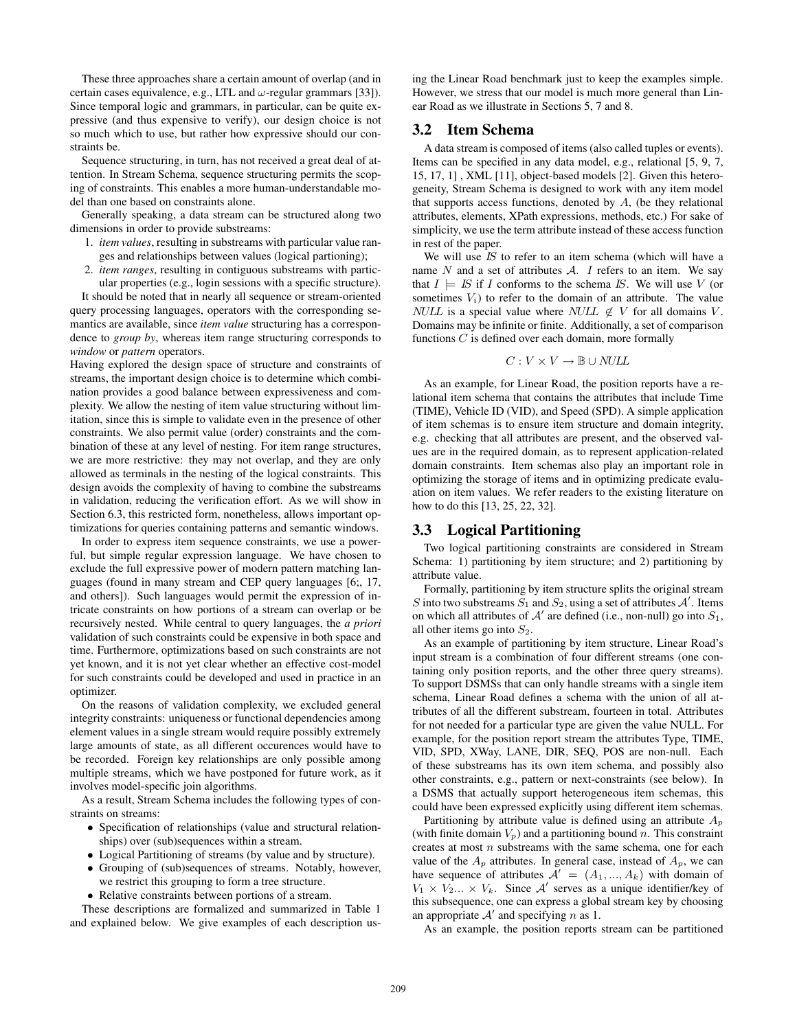These three approaches share a certain amount of overlap (and in certain cases equivalence, e.g., LTL and $\omega$-regular grammars [33]). Since temporal logic and grammars, in particular, can be quite expressive (and thus expensive to verify), our design choice is not so much which to use, but rather how expressive should our constraints be.

Sequence structuring, in turn, has not received a great deal of attention. In Stream Schema, sequence structuring permits the scoping of constraints. This enables a more human-understandable model than one based on constraints alone.

Generally speaking, a data stream can be structured along two dimensions in order to provide substreams:

1. *item values*, resulting in substreams with particular value ranges and relationships between values (logical partitioning);
2. *item ranges*, resulting in contiguous substreams with particular properties (e.g., login sessions with a specific structure).

It should be noted that in nearly all sequence or stream-oriented query processing languages, operators with the corresponding semantics are available, since *item value* structuring has a correspondence to *group by*, whereas item range structuring corresponds to *window* or *pattern* operators.

Having explored the design space of structure and constraints of streams, the important design choice is to determine which combination provides a good balance between expressiveness and complexity. We allow the nesting of item value structuring without limitation, since this is simple to validate even in the presence of other constraints. We also permit value (order) constraints and the combination of these at any level of nesting. For item range structures, we are more restrictive: they may not overlap, and they are only allowed as terminals in the nesting of the logical constraints. This design avoids the complexity of having to combine the substreams in validation, reducing the verification effort. As we will show in Section 6.3, this restricted form, nonetheless, allows important optimizations for queries containing patterns and semantic windows.

In order to express item sequence constraints, we use a powerful, but simple regular expression language. We have chosen to exclude the full expressive power of modern pattern matching languages (found in many stream and CEP query languages [6;, 17, and others]). Such languages would permit the expression of intricate constraints on how portions of a stream can overlap or be recursively nested. While central to query languages, the *a priori* validation of such constraints could be expensive in both space and time. Furthermore, optimizations based on such constraints are not yet known, and it is not yet clear whether an effective cost-model for such constraints could be developed and used in practice in an optimizer.

On the reasons of validation complexity, we excluded general integrity constraints: uniqueness or functional dependencies among element values in a single stream would require possibly extremely large amounts of state, as all different occurences would have to be recorded. Foreign key relationships are only possible among multiple streams, which we have postponed for future work, as it involves model-specific join algorithms.

As a result, Stream Schema includes the following types of constraints on streams:

- Specification of relationships (value and structural relationships) over (sub)sequences within a stream.
- Logical Partitioning of streams (by value and by structure).
- Grouping of (sub)sequences of streams. Notably, however, we restrict this grouping to form a tree structure.
- Relative constraints between portions of a stream.

These descriptions are formalized and summarized in Table 1 and explained below. We give examples of each description using the Linear Road benchmark just to keep the examples simple. However, we stress that our model is much more general than Linear Road as we illustrate in Sections 5, 7 and 8.

## 3.2 Item Schema

A data stream is composed of items (also called tuples or events). Items can be specified in any data model, e.g., relational [5, 9, 7, 15, 17, 1] , XML [11], object-based models [2]. Given this heterogeneity, Stream Schema is designed to work with any item model that supports access functions, denoted by $A$, (be they relational attributes, elements, XPath expressions, methods, etc.) For sake of simplicity, we use the term attribute instead of these access function in rest of the paper.

We will use $IS$ to refer to an item schema (which will have a name $N$ and a set of attributes $\mathcal{A}$. $I$ refers to an item. We say that $I \models IS$ if $I$ conforms to the schema $IS$. We will use $V$ (or sometimes $V_i$) to refer to the domain of an attribute. The value $NULL$ is a special value where $NULL \notin V$ for all domains $V$. Domains may be infinite or finite. Additionally, a set of comparison functions $C$ is defined over each domain, more formally

$$C : V \times V \rightarrow \mathbb{B} \cup NULL$$

As an example, for Linear Road, the position reports have a relational item schema that contains the attributes that include Time (TIME), Vehicle ID (VID), and Speed (SPD). A simple application of item schemas is to ensure item structure and domain integrity, e.g. checking that all attributes are present, and the observed values are in the required domain, as to represent application-related domain constraints. Item schemas also play an important role in optimizing the storage of items and in optimizing predicate evaluation on item values. We refer readers to the existing literature on how to do this [13, 25, 22, 32].

## 3.3 Logical Partitioning

Two logical partitioning constraints are considered in Stream Schema: 1) partitioning by item structure; and 2) partitioning by attribute value.

Formally, partitioning by item structure splits the original stream $S$ into two substreams $S_1$ and $S_2$, using a set of attributes $\mathcal{A}'$. Items on which all attributes of $\mathcal{A}'$ are defined (i.e., non-null) go into $S_1$, all other items go into $S_2$.

As an example of partitioning by item structure, Linear Road's input stream is a combination of four different streams (one containing only position reports, and the other three query streams). To support DSMSs that can only handle streams with a single item schema, Linear Road defines a schema with the union of all attributes of all the different substream, fourteen in total. Attributes for not needed for a particular type are given the value NULL. For example, for the position report stream the attributes Type, TIME, VID, SPD, XWay, LANE, DIR, SEQ, POS are non-null. Each of these substreams has its own item schema, and possibly also other constraints, e.g., pattern or next-constraints (see below). In a DSMS that actually support heterogeneous item schemas, this could have been expressed explicitly using different item schemas.

Partitioning by attribute value is defined using an attribute $A_p$ (with finite domain $V_p$) and a partitioning bound $n$. This constraint creates at most $n$ substreams with the same schema, one for each value of the $A_p$ attributes. In general case, instead of $A_p$, we can have sequence of attributes $\mathcal{A}' = (A_1, ..., A_k)$ with domain of $V_1 \times V_2 ... \times V_k$. Since $\mathcal{A}'$ serves as a unique identifier/key of this subsequence, one can express a global stream key by choosing an appropriate $\mathcal{A}'$ and specifying $n$ as 1.

As an example, the position reports stream can be partitioned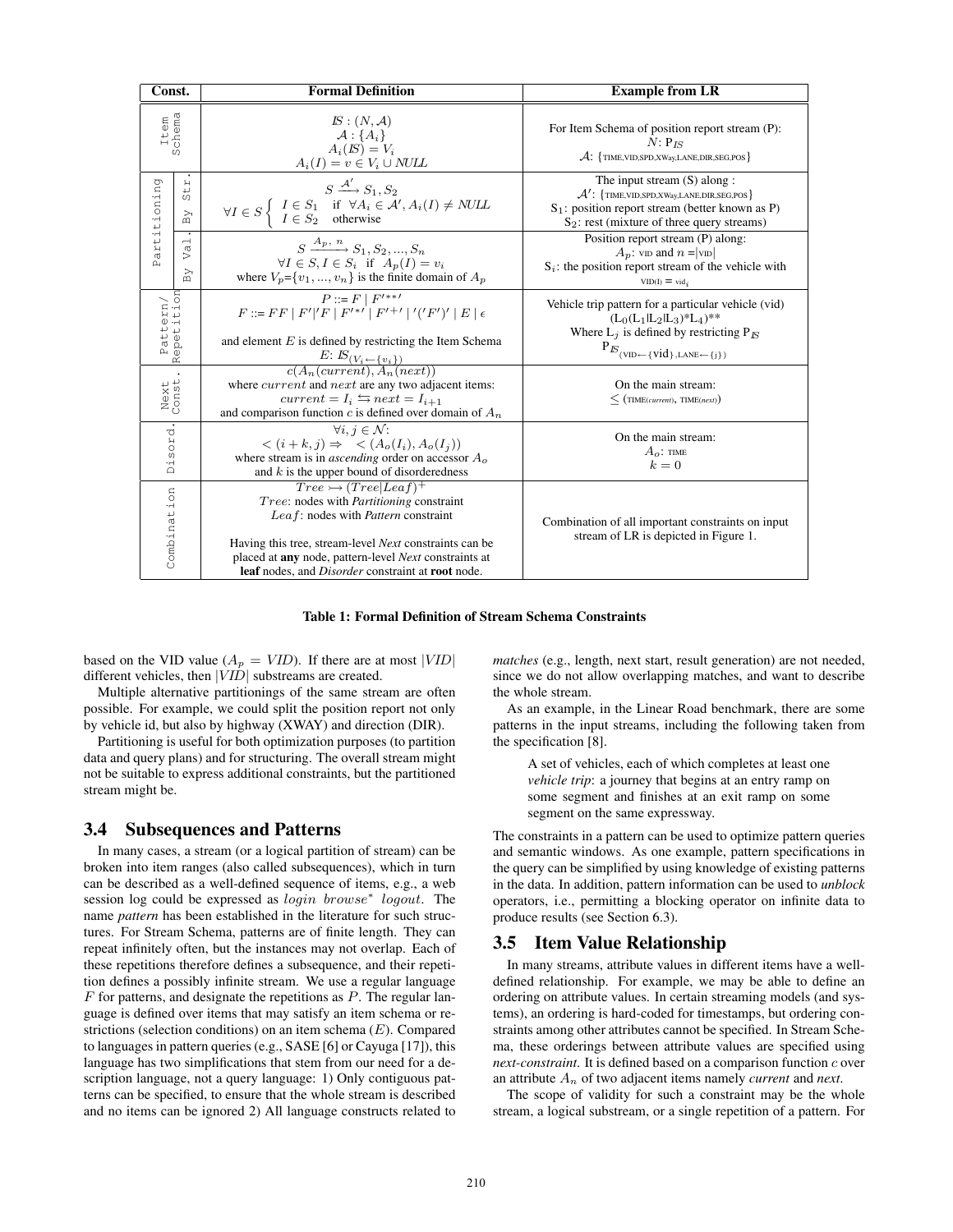| Const. | | Formal Definition | Example from LR |
|---|---|---|---|
| Item Schema | | $IS : (N, \mathcal{A})$ <br> $\mathcal{A} : \{A_i\}$ <br> $A_i(IS) = V_i$ <br> $A_i(I) = v \in V_i \cup NULL$ | For Item Schema of position report stream (P): <br> $N$: $P_{IS}$ <br> $\mathcal{A}$: {TIME,VID,SPD,XWay,LANE,DIR,SEG,POS} |
| Partitioning | By Str. | $S \xrightarrow{\mathcal{A}'} S_1, S_2$ <br> $\forall I \in S \begin{cases} I \in S_1 & \text{if } \forall A_i \in \mathcal{A}', A_i(I) \neq NULL \\ I \in S_2 & \text{otherwise} \end{cases}$ | The input stream (S) along : <br> $\mathcal{A}'$: {TIME,VID,SPD,XWay,LANE,DIR,SEG,POS} <br> $S_1$: position report stream (better known as P) <br> $S_2$: rest (mixture of three query streams) |
| | By Val. | $S \xrightarrow{A_p,\ n} S_1, S_2, ..., S_n$ <br> $\forall I \in S, I \in S_i$ if $A_p(I) = v_i$ <br> where $V_p$=$\{v_1, ..., v_n\}$ is the finite domain of $A_p$ | Position report stream (P) along: <br> $A_p$: VID and $n$ =\|VID\| <br> $S_i$: the position report stream of the vehicle with $\text{VID(I)} = \text{vid}_i$ |
| Pattern/ Repetition | | $P ::= F \mid F'^{**'}$ <br> $F ::= FF \mid F'\|'F \mid F'^{*'} \mid F'^{+'} \mid '('F')' \mid E \mid \epsilon$ <br><br> and element $E$ is defined by restricting the Item Schema <br> $E$: $IS_{(V_i \leftarrow \{v_i\})}$ | Vehicle trip pattern for a particular vehicle (vid) <br> $(L_0(L_1\|L_2\|L_3)^*L_4)^{**}$ <br> Where $L_j$ is defined by restricting $P_{IS}$ <br> $P_{IS_{(\text{VID}\leftarrow\{\text{vid}\},\text{LANE}\leftarrow\{j\})}}$ |
| Next Const. | | $c(A_n(current), A_n(next))$ <br> where $current$ and $next$ are any two adjacent items: <br> $current = I_i \leftrightarrows next = I_{i+1}$ <br> and comparison function $c$ is defined over domain of $A_n$ | On the main stream: <br> $\leq$ (TIME(*current*), TIME(*next*)) |
| Disord. | | $\forall i, j \in \mathcal{N}$: <br> $< (i + k, j) \Rightarrow \ < (A_o(I_i), A_o(I_j))$ <br> where stream is in *ascending* order on accessor $A_o$ <br> and $k$ is the upper bound of disorderedness | On the main stream: <br> $A_o$: TIME <br> $k = 0$ |
| Combination | | $Tree \rightarrowtail (Tree\|Leaf)^+$ <br> $Tree$: nodes with *Partitioning* constraint <br> $Leaf$: nodes with *Pattern* constraint <br><br> Having this tree, stream-level *Next* constraints can be placed at **any** node, pattern-level *Next* constraints at **leaf** nodes, and *Disorder* constraint at **root** node. | Combination of all important constraints on input stream of LR is depicted in Figure 1. |

**Table 1: Formal Definition of Stream Schema Constraints**

based on the VID value ($A_p = VID$). If there are at most $|VID|$ different vehicles, then $|VID|$ substreams are created.

Multiple alternative partitionings of the same stream are often possible. For example, we could split the position report not only by vehicle id, but also by highway (XWAY) and direction (DIR).

Partitioning is useful for both optimization purposes (to partition data and query plans) and for structuring. The overall stream might not be suitable to express additional constraints, but the partitioned stream might be.

## 3.4 Subsequences and Patterns

In many cases, a stream (or a logical partition of stream) can be broken into item ranges (also called subsequences), which in turn can be described as a well-defined sequence of items, e.g., a web session log could be expressed as $login\ browse^*\ logout$. The name *pattern* has been established in the literature for such structures. For Stream Schema, patterns are of finite length. They can repeat infinitely often, but the instances may not overlap. Each of these repetitions therefore defines a subsequence, and their repetition defines a possibly infinite stream. We use a regular language $F$ for patterns, and designate the repetitions as $P$. The regular language is defined over items that may satisfy an item schema or restrictions (selection conditions) on an item schema ($E$). Compared to languages in pattern queries (e.g., SASE [6] or Cayuga [17]), this language has two simplifications that stem from our need for a description language, not a query language: 1) Only contiguous patterns can be specified, to ensure that the whole stream is described and no items can be ignored 2) All language constructs related to *matches* (e.g., length, next start, result generation) are not needed, since we do not allow overlapping matches, and want to describe the whole stream.

As an example, in the Linear Road benchmark, there are some patterns in the input streams, including the following taken from the specification [8].

> A set of vehicles, each of which completes at least one *vehicle trip*: a journey that begins at an entry ramp on some segment and finishes at an exit ramp on some segment on the same expressway.

The constraints in a pattern can be used to optimize pattern queries and semantic windows. As one example, pattern specifications in the query can be simplified by using knowledge of existing patterns in the data. In addition, pattern information can be used to *unblock* operators, i.e., permitting a blocking operator on infinite data to produce results (see Section 6.3).

## 3.5 Item Value Relationship

In many streams, attribute values in different items have a well-defined relationship. For example, we may be able to define an ordering on attribute values. In certain streaming models (and systems), an ordering is hard-coded for timestamps, but ordering constraints among other attributes cannot be specified. In Stream Schema, these orderings between attribute values are specified using *next-constraint*. It is defined based on a comparison function $c$ over an attribute $A_n$ of two adjacent items namely *current* and *next*.

The scope of validity for such a constraint may be the whole stream, a logical substream, or a single repetition of a pattern. For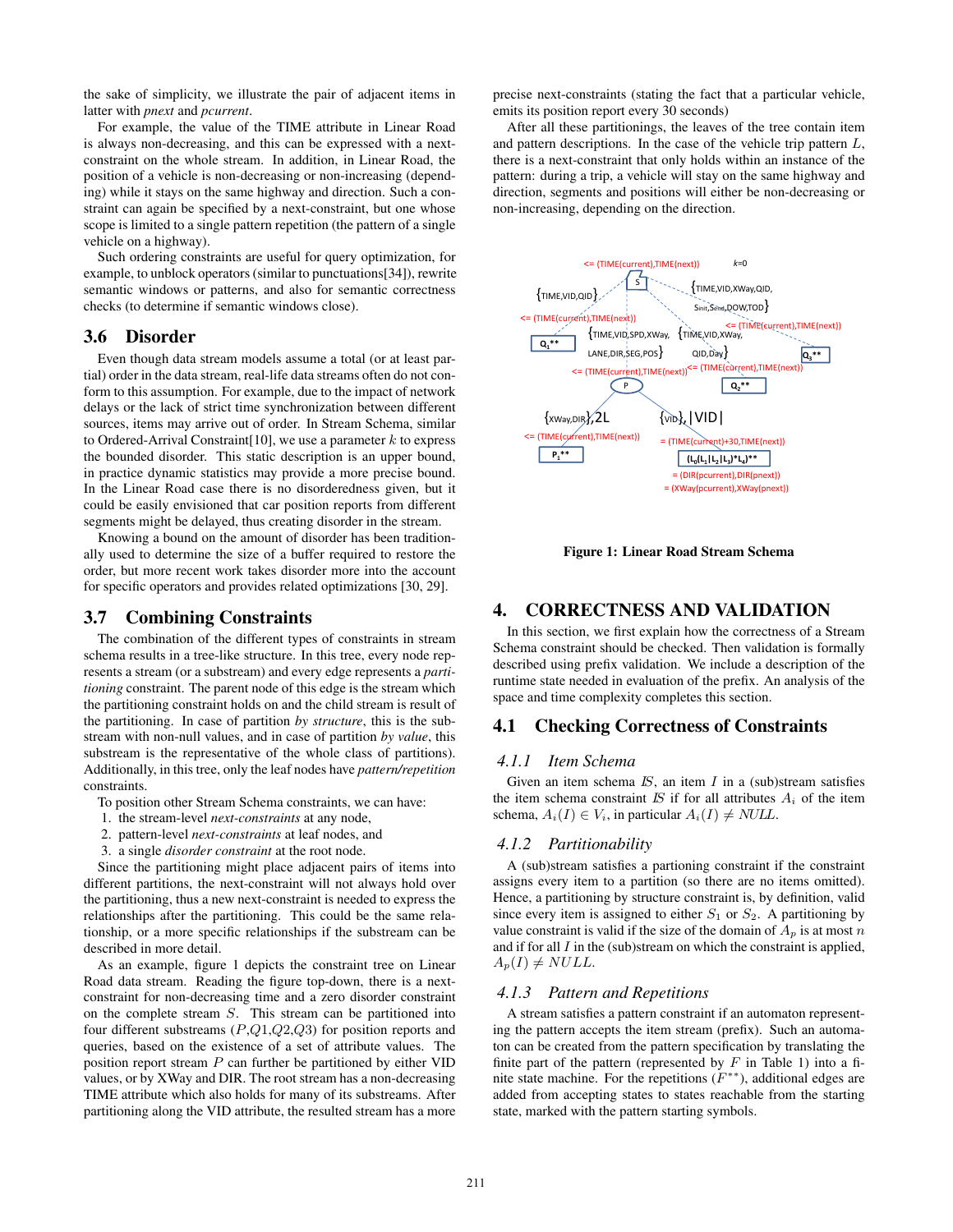the sake of simplicity, we illustrate the pair of adjacent items in latter with *pnext* and *pcurrent*.

For example, the value of the TIME attribute in Linear Road is always non-decreasing, and this can be expressed with a next-constraint on the whole stream. In addition, in Linear Road, the position of a vehicle is non-decreasing or non-increasing (depending) while it stays on the same highway and direction. Such a constraint can again be specified by a next-constraint, but one whose scope is limited to a single pattern repetition (the pattern of a single vehicle on a highway).

Such ordering constraints are useful for query optimization, for example, to unblock operators (similar to punctuations[34]), rewrite semantic windows or patterns, and also for semantic correctness checks (to determine if semantic windows close).

### 3.6 Disorder

Even though data stream models assume a total (or at least partial) order in the data stream, real-life data streams often do not conform to this assumption. For example, due to the impact of network delays or the lack of strict time synchronization between different sources, items may arrive out of order. In Stream Schema, similar to Ordered-Arrival Constraint[10], we use a parameter $k$ to express the bounded disorder. This static description is an upper bound, in practice dynamic statistics may provide a more precise bound. In the Linear Road case there is no disorderedness given, but it could be easily envisioned that car position reports from different segments might be delayed, thus creating disorder in the stream.

Knowing a bound on the amount of disorder has been traditionally used to determine the size of a buffer required to restore the order, but more recent work takes disorder more into the account for specific operators and provides related optimizations [30, 29].

### 3.7 Combining Constraints

The combination of the different types of constraints in stream schema results in a tree-like structure. In this tree, every node represents a stream (or a substream) and every edge represents a *partitioning* constraint. The parent node of this edge is the stream which the partitioning constraint holds on and the child stream is result of the partitioning. In case of partition *by structure*, this is the substream with non-null values, and in case of partition *by value*, this substream is the representative of the whole class of partitions). Additionally, in this tree, only the leaf nodes have *pattern/repetition* constraints.

To position other Stream Schema constraints, we can have:

1. the stream-level *next-constraints* at any node,
2. pattern-level *next-constraints* at leaf nodes, and
3. a single *disorder constraint* at the root node.

Since the partitioning might place adjacent pairs of items into different partitions, the next-constraint will not always hold over the partitioning, thus a new next-constraint is needed to express the relationships after the partitioning. This could be the same relationship, or a more specific relationships if the substream can be described in more detail.

As an example, figure 1 depicts the constraint tree on Linear Road data stream. Reading the figure top-down, there is a next-constraint for non-decreasing time and a zero disorder constraint on the complete stream $S$. This stream can be partitioned into four different substreams ($P$,$Q1$,$Q2$,$Q3$) for position reports and queries, based on the existence of a set of attribute values. The position report stream $P$ can further be partitioned by either VID values, or by XWay and DIR. The root stream has a non-decreasing TIME attribute which also holds for many of its substreams. After partitioning along the VID attribute, the resulted stream has a more precise next-constraints (stating the fact that a particular vehicle, emits its position report every 30 seconds)

After all these partitionings, the leaves of the tree contain item and pattern descriptions. In the case of the vehicle trip pattern $L$, there is a next-constraint that only holds within an instance of the pattern: during a trip, a vehicle will stay on the same highway and direction, segments and positions will either be non-decreasing or non-increasing, depending on the direction.

Figure 1: Linear Road Stream Schema

## 4. CORRECTNESS AND VALIDATION

In this section, we first explain how the correctness of a Stream Schema constraint should be checked. Then validation is formally described using prefix validation. We include a description of the runtime state needed in evaluation of the prefix. An analysis of the space and time complexity completes this section.

### 4.1 Checking Correctness of Constraints

#### 4.1.1 Item Schema

Given an item schema $\mathbb{IS}$, an item $I$ in a (sub)stream satisfies the item schema constraint $\mathbb{IS}$ if for all attributes $A_i$ of the item schema, $A_i(I) \in V_i$, in particular $A_i(I) \neq NULL$.

#### 4.1.2 Partitionability

A (sub)stream satisfies a partioning constraint if the constraint assigns every item to a partition (so there are no items omitted). Hence, a partitioning by structure constraint is, by definition, valid since every item is assigned to either $S_1$ or $S_2$. A partitioning by value constraint is valid if the size of the domain of $A_p$ is at most $n$ and if for all $I$ in the (sub)stream on which the constraint is applied, $A_p(I) \neq NULL$.

#### 4.1.3 Pattern and Repetitions

A stream satisfies a pattern constraint if an automaton representing the pattern accepts the item stream (prefix). Such an automaton can be created from the pattern specification by translating the finite part of the pattern (represented by $F$ in Table 1) into a finite state machine. For the repetitions ($F^{**}$), additional edges are added from accepting states to states reachable from the starting state, marked with the pattern starting symbols.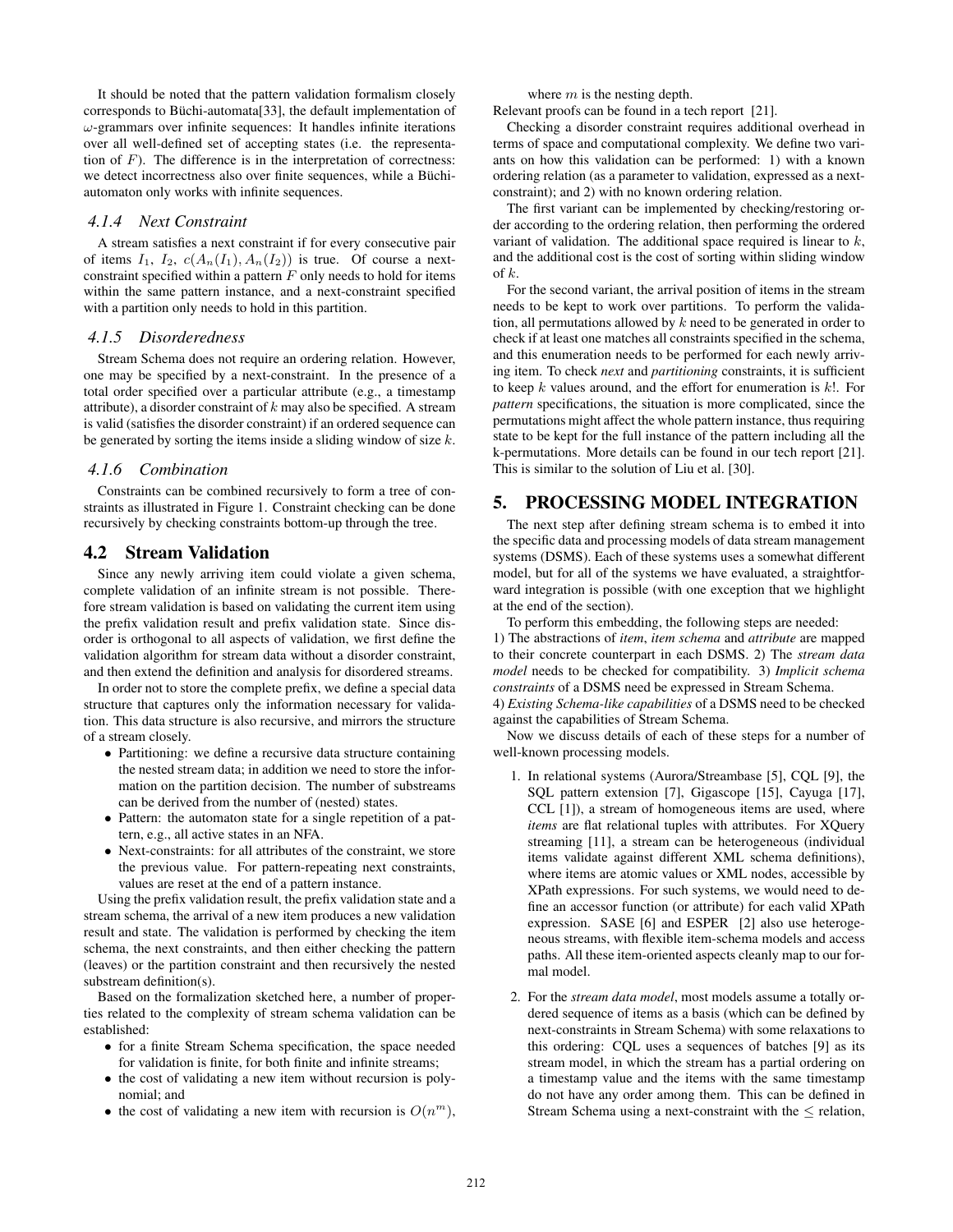It should be noted that the pattern validation formalism closely corresponds to Büchi-automata[33], the default implementation of $\omega$-grammars over infinite sequences: It handles infinite iterations over all well-defined set of accepting states (i.e. the representation of $F$). The difference is in the interpretation of correctness: we detect incorrectness also over finite sequences, while a Büchi-automaton only works with infinite sequences.

#### 4.1.4 Next Constraint

A stream satisfies a next constraint if for every consecutive pair of items $I_1$, $I_2$, $c(A_n(I_1), A_n(I_2))$ is true. Of course a next-constraint specified within a pattern $F$ only needs to hold for items within the same pattern instance, and a next-constraint specified with a partition only needs to hold in this partition.

#### 4.1.5 Disorderedness

Stream Schema does not require an ordering relation. However, one may be specified by a next-constraint. In the presence of a total order specified over a particular attribute (e.g., a timestamp attribute), a disorder constraint of $k$ may also be specified. A stream is valid (satisfies the disorder constraint) if an ordered sequence can be generated by sorting the items inside a sliding window of size $k$.

#### 4.1.6 Combination

Constraints can be combined recursively to form a tree of constraints as illustrated in Figure 1. Constraint checking can be done recursively by checking constraints bottom-up through the tree.

### 4.2 Stream Validation

Since any newly arriving item could violate a given schema, complete validation of an infinite stream is not possible. Therefore stream validation is based on validating the current item using the prefix validation result and prefix validation state. Since disorder is orthogonal to all aspects of validation, we first define the validation algorithm for stream data without a disorder constraint, and then extend the definition and analysis for disordered streams.

In order not to store the complete prefix, we define a special data structure that captures only the information necessary for validation. This data structure is also recursive, and mirrors the structure of a stream closely.

- Partitioning: we define a recursive data structure containing the nested stream data; in addition we need to store the information on the partition decision. The number of substreams can be derived from the number of (nested) states.
- Pattern: the automaton state for a single repetition of a pattern, e.g., all active states in an NFA.
- Next-constraints: for all attributes of the constraint, we store the previous value. For pattern-repeating next constraints, values are reset at the end of a pattern instance.

Using the prefix validation result, the prefix validation state and a stream schema, the arrival of a new item produces a new validation result and state. The validation is performed by checking the item schema, the next constraints, and then either checking the pattern (leaves) or the partition constraint and then recursively the nested substream definition(s).

Based on the formalization sketched here, a number of properties related to the complexity of stream schema validation can be established:

- for a finite Stream Schema specification, the space needed for validation is finite, for both finite and infinite streams;
- the cost of validating a new item without recursion is polynomial; and
- the cost of validating a new item with recursion is $O(n^m)$, where $m$ is the nesting depth.

Relevant proofs can be found in a tech report [21].

Checking a disorder constraint requires additional overhead in terms of space and computational complexity. We define two variants on how this validation can be performed: 1) with a known ordering relation (as a parameter to validation, expressed as a next-constraint); and 2) with no known ordering relation.

The first variant can be implemented by checking/restoring order according to the ordering relation, then performing the ordered variant of validation. The additional space required is linear to $k$, and the additional cost is the cost of sorting within sliding window of $k$.

For the second variant, the arrival position of items in the stream needs to be kept to work over partitions. To perform the validation, all permutations allowed by $k$ need to be generated in order to check if at least one matches all constraints specified in the schema, and this enumeration needs to be performed for each newly arriving item. To check *next* and *partitioning* constraints, it is sufficient to keep $k$ values around, and the effort for enumeration is $k!$. For *pattern* specifications, the situation is more complicated, since the permutations might affect the whole pattern instance, thus requiring state to be kept for the full instance of the pattern including all the k-permutations. More details can be found in our tech report [21]. This is similar to the solution of Liu et al. [30].

## 5. PROCESSING MODEL INTEGRATION

The next step after defining stream schema is to embed it into the specific data and processing models of data stream management systems (DSMS). Each of these systems uses a somewhat different model, but for all of the systems we have evaluated, a straightforward integration is possible (with one exception that we highlight at the end of the section).

To perform this embedding, the following steps are needed:
1) The abstractions of *item*, *item schema* and *attribute* are mapped to their concrete counterpart in each DSMS. 2) The *stream data model* needs to be checked for compatibility. 3) *Implicit schema constraints* of a DSMS need be expressed in Stream Schema.
4) *Existing Schema-like capabilities* of a DSMS need to be checked against the capabilities of Stream Schema.

Now we discuss details of each of these steps for a number of well-known processing models.

1. In relational systems (Aurora/Streambase [5], CQL [9], the SQL pattern extension [7], Gigascope [15], Cayuga [17], CCL [1]), a stream of homogeneous items are used, where *items* are flat relational tuples with attributes. For XQuery streaming [11], a stream can be heterogeneous (individual items validate against different XML schema definitions), where items are atomic values or XML nodes, accessible by XPath expressions. For such systems, we would need to define an accessor function (or attribute) for each valid XPath expression. SASE [6] and ESPER [2] also use heterogeneous streams, with flexible item-schema models and access paths. All these item-oriented aspects cleanly map to our formal model.

2. For the *stream data model*, most models assume a totally ordered sequence of items as a basis (which can be defined by next-constraints in Stream Schema) with some relaxations to this ordering: CQL uses a sequences of batches [9] as its stream model, in which the stream has a partial ordering on a timestamp value and the items with the same timestamp do not have any order among them. This can be defined in Stream Schema using a next-constraint with the $\leq$ relation,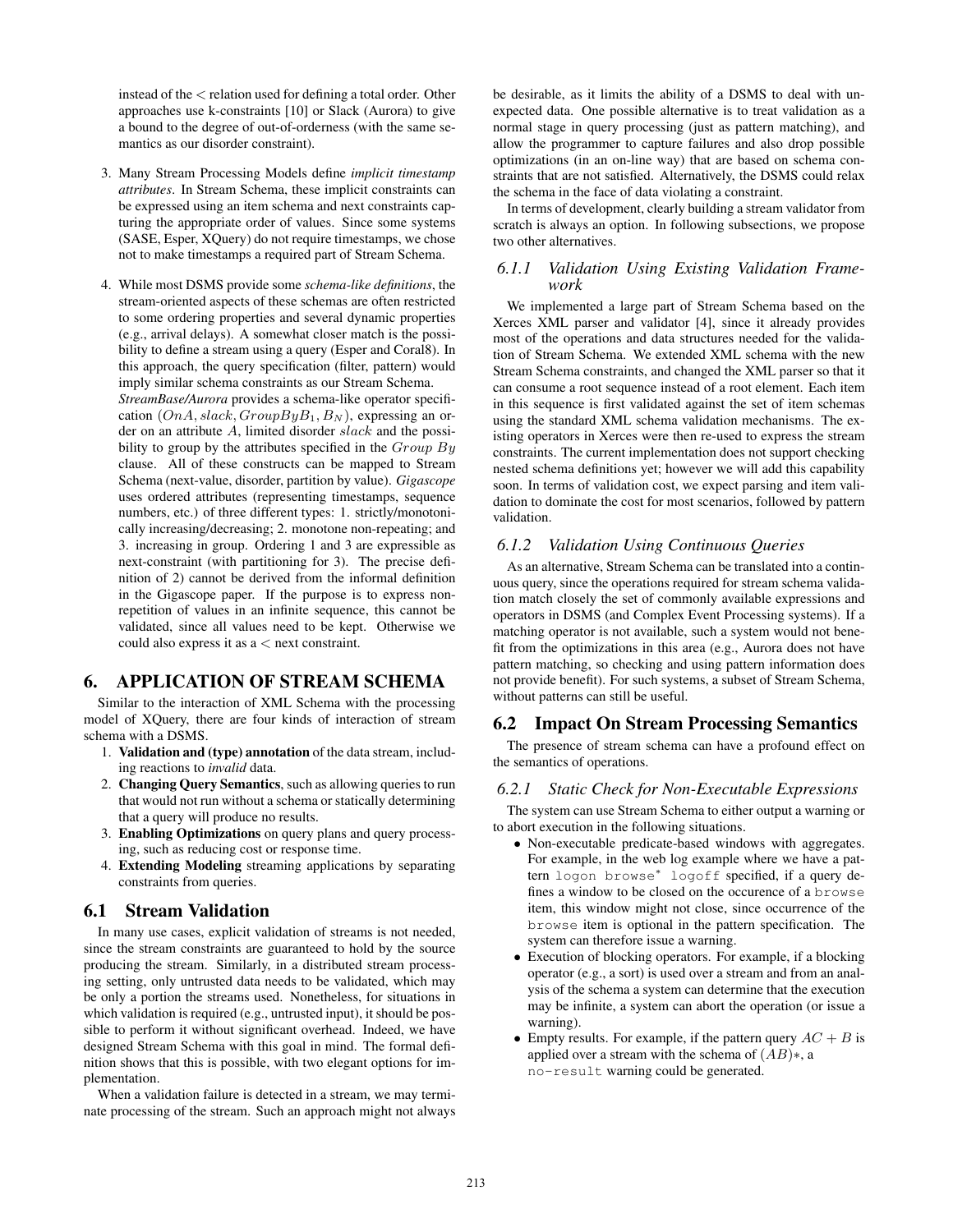instead of the $<$ relation used for defining a total order. Other approaches use k-constraints [10] or Slack (Aurora) to give a bound to the degree of out-of-orderness (with the same semantics as our disorder constraint).

3. Many Stream Processing Models define *implicit timestamp attributes*. In Stream Schema, these implicit constraints can be expressed using an item schema and next constraints capturing the appropriate order of values. Since some systems (SASE, Esper, XQuery) do not require timestamps, we chose not to make timestamps a required part of Stream Schema.

4. While most DSMS provide some *schema-like definitions*, the stream-oriented aspects of these schemas are often restricted to some ordering properties and several dynamic properties (e.g., arrival delays). A somewhat closer match is the possibility to define a stream using a query (Esper and Coral8). In this approach, the query specification (filter, pattern) would imply similar schema constraints as our Stream Schema.
*StreamBase/Aurora* provides a schema-like operator specification $(OnA, slack, GroupByB_1, B_N)$, expressing an order on an attribute $A$, limited disorder $slack$ and the possibility to group by the attributes specified in the $Group\ By$ clause. All of these constructs can be mapped to Stream Schema (next-value, disorder, partition by value). *Gigascope* uses ordered attributes (representing timestamps, sequence numbers, etc.) of three different types: 1. strictly/monotonically increasing/decreasing; 2. monotone non-repeating; and 3. increasing in group. Ordering 1 and 3 are expressible as next-constraint (with partitioning for 3). The precise definition of 2) cannot be derived from the informal definition in the Gigascope paper. If the purpose is to express non-repetition of values in an infinite sequence, this cannot be validated, since all values need to be kept. Otherwise we could also express it as a $<$ next constraint.

# 6. APPLICATION OF STREAM SCHEMA

Similar to the interaction of XML Schema with the processing model of XQuery, there are four kinds of interaction of stream schema with a DSMS.

1. **Validation and (type) annotation** of the data stream, including reactions to *invalid* data.
2. **Changing Query Semantics**, such as allowing queries to run that would not run without a schema or statically determining that a query will produce no results.
3. **Enabling Optimizations** on query plans and query processing, such as reducing cost or response time.
4. **Extending Modeling** streaming applications by separating constraints from queries.

## 6.1 Stream Validation

In many use cases, explicit validation of streams is not needed, since the stream constraints are guaranteed to hold by the source producing the stream. Similarly, in a distributed stream processing setting, only untrusted data needs to be validated, which may be only a portion the streams used. Nonetheless, for situations in which validation is required (e.g., untrusted input), it should be possible to perform it without significant overhead. Indeed, we have designed Stream Schema with this goal in mind. The formal definition shows that this is possible, with two elegant options for implementation.

When a validation failure is detected in a stream, we may terminate processing of the stream. Such an approach might not always be desirable, as it limits the ability of a DSMS to deal with unexpected data. One possible alternative is to treat validation as a normal stage in query processing (just as pattern matching), and allow the programmer to capture failures and also drop possible optimizations (in an on-line way) that are based on schema constraints that are not satisfied. Alternatively, the DSMS could relax the schema in the face of data violating a constraint.

In terms of development, clearly building a stream validator from scratch is always an option. In following subsections, we propose two other alternatives.

### 6.1.1 Validation Using Existing Validation Framework

We implemented a large part of Stream Schema based on the Xerces XML parser and validator [4], since it already provides most of the operations and data structures needed for the validation of Stream Schema. We extended XML schema with the new Stream Schema constraints, and changed the XML parser so that it can consume a root sequence instead of a root element. Each item in this sequence is first validated against the set of item schemas using the standard XML schema validation mechanisms. The existing operators in Xerces were then re-used to express the stream constraints. The current implementation does not support checking nested schema definitions yet; however we will add this capability soon. In terms of validation cost, we expect parsing and item validation to dominate the cost for most scenarios, followed by pattern validation.

### 6.1.2 Validation Using Continuous Queries

As an alternative, Stream Schema can be translated into a continuous query, since the operations required for stream schema validation match closely the set of commonly available expressions and operators in DSMS (and Complex Event Processing systems). If a matching operator is not available, such a system would not benefit from the optimizations in this area (e.g., Aurora does not have pattern matching, so checking and using pattern information does not provide benefit). For such systems, a subset of Stream Schema, without patterns can still be useful.

## 6.2 Impact On Stream Processing Semantics

The presence of stream schema can have a profound effect on the semantics of operations.

### 6.2.1 Static Check for Non-Executable Expressions

The system can use Stream Schema to either output a warning or to abort execution in the following situations.

- Non-executable predicate-based windows with aggregates. For example, in the web log example where we have a pattern `logon browse* logoff` specified, if a query defines a window to be closed on the occurence of a `browse` item, this window might not close, since occurrence of the `browse` item is optional in the pattern specification. The system can therefore issue a warning.
- Execution of blocking operators. For example, if a blocking operator (e.g., a sort) is used over a stream and from an analysis of the schema a system can determine that the execution may be infinite, a system can abort the operation (or issue a warning).
- Empty results. For example, if the pattern query $AC + B$ is applied over a stream with the schema of $(AB)*$, a `no-result` warning could be generated.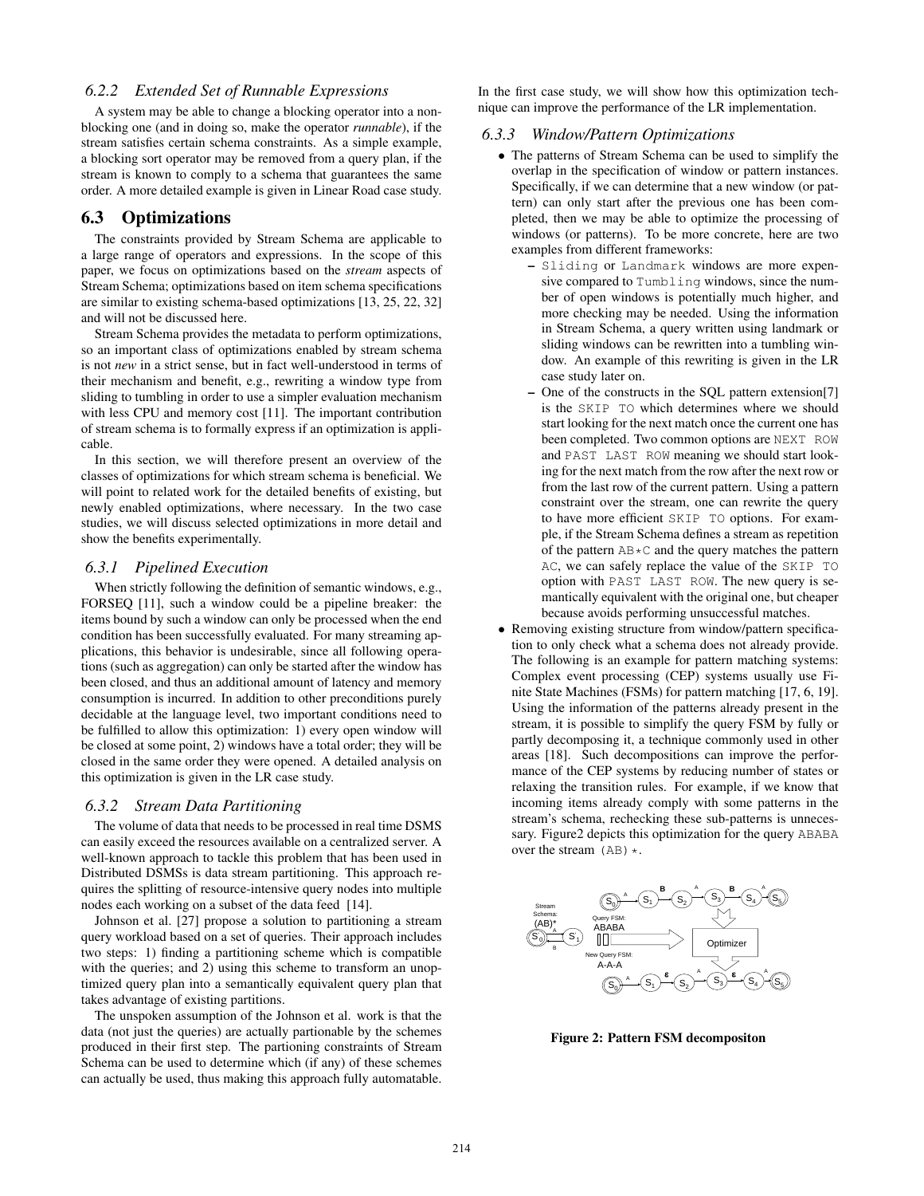### 6.2.2 Extended Set of Runnable Expressions

A system may be able to change a blocking operator into a non-blocking one (and in doing so, make the operator *runnable*), if the stream satisfies certain schema constraints. As a simple example, a blocking sort operator may be removed from a query plan, if the stream is known to comply to a schema that guarantees the same order. A more detailed example is given in Linear Road case study.

## 6.3 Optimizations

The constraints provided by Stream Schema are applicable to a large range of operators and expressions. In the scope of this paper, we focus on optimizations based on the *stream* aspects of Stream Schema; optimizations based on item schema specifications are similar to existing schema-based optimizations [13, 25, 22, 32] and will not be discussed here.

Stream Schema provides the metadata to perform optimizations, so an important class of optimizations enabled by stream schema is not *new* in a strict sense, but in fact well-understood in terms of their mechanism and benefit, e.g., rewriting a window type from sliding to tumbling in order to use a simpler evaluation mechanism with less CPU and memory cost [11]. The important contribution of stream schema is to formally express if an optimization is applicable.

In this section, we will therefore present an overview of the classes of optimizations for which stream schema is beneficial. We will point to related work for the detailed benefits of existing, but newly enabled optimizations, where necessary. In the two case studies, we will discuss selected optimizations in more detail and show the benefits experimentally.

### 6.3.1 Pipelined Execution

When strictly following the definition of semantic windows, e.g., FORSEQ [11], such a window could be a pipeline breaker: the items bound by such a window can only be processed when the end condition has been successfully evaluated. For many streaming applications, this behavior is undesirable, since all following operations (such as aggregation) can only be started after the window has been closed, and thus an additional amount of latency and memory consumption is incurred. In addition to other preconditions purely decidable at the language level, two important conditions need to be fulfilled to allow this optimization: 1) every open window will be closed at some point, 2) windows have a total order; they will be closed in the same order they were opened. A detailed analysis on this optimization is given in the LR case study.

### 6.3.2 Stream Data Partitioning

The volume of data that needs to be processed in real time DSMS can easily exceed the resources available on a centralized server. A well-known approach to tackle this problem that has been used in Distributed DSMSs is data stream partitioning. This approach requires the splitting of resource-intensive query nodes into multiple nodes each working on a subset of the data feed [14].

Johnson et al. [27] propose a solution to partitioning a stream query workload based on a set of queries. Their approach includes two steps: 1) finding a partitioning scheme which is compatible with the queries; and 2) using this scheme to transform an unoptimized query plan into a semantically equivalent query plan that takes advantage of existing partitions.

The unspoken assumption of the Johnson et al. work is that the data (not just the queries) are actually partionable by the schemes produced in their first step. The partioning constraints of Stream Schema can be used to determine which (if any) of these schemes can actually be used, thus making this approach fully automatable.

In the first case study, we will show how this optimization technique can improve the performance of the LR implementation.

### 6.3.3 Window/Pattern Optimizations

- The patterns of Stream Schema can be used to simplify the overlap in the specification of window or pattern instances. Specifically, if we can determine that a new window (or pattern) can only start after the previous one has been completed, then we may be able to optimize the processing of windows (or patterns). To be more concrete, here are two examples from different frameworks:
  - `Sliding` or `Landmark` windows are more expensive compared to `Tumbling` windows, since the number of open windows is potentially much higher, and more checking may be needed. Using the information in Stream Schema, a query written using landmark or sliding windows can be rewritten into a tumbling window. An example of this rewriting is given in the LR case study later on.
  - One of the constructs in the SQL pattern extension[7] is the `SKIP TO` which determines where we should start looking for the next match once the current one has been completed. Two common options are `NEXT ROW` and `PAST LAST ROW` meaning we should start looking for the next match from the row after the next row or from the last row of the current pattern. Using a pattern constraint over the stream, one can rewrite the query to have more efficient `SKIP TO` options. For example, if the Stream Schema defines a stream as repetition of the pattern `AB*C` and the query matches the pattern `AC`, we can safely replace the value of the `SKIP TO` option with `PAST LAST ROW`. The new query is semantically equivalent with the original one, but cheaper because avoids performing unsuccessful matches.
- Removing existing structure from window/pattern specification to only check what a schema does not already provide. The following is an example for pattern matching systems: Complex event processing (CEP) systems usually use Finite State Machines (FSMs) for pattern matching [17, 6, 19]. Using the information of the patterns already present in the stream, it is possible to simplify the query FSM by fully or partly decomposing it, a technique commonly used in other areas [18]. Such decompositions can improve the performance of the CEP systems by reducing number of states or relaxing the transition rules. For example, if we know that incoming items already comply with some patterns in the stream's schema, rechecking these sub-patterns is unnecessary. Figure2 depicts this optimization for the query `ABABA` over the stream `(AB)*`.

**Figure 2: Pattern FSM decompositon**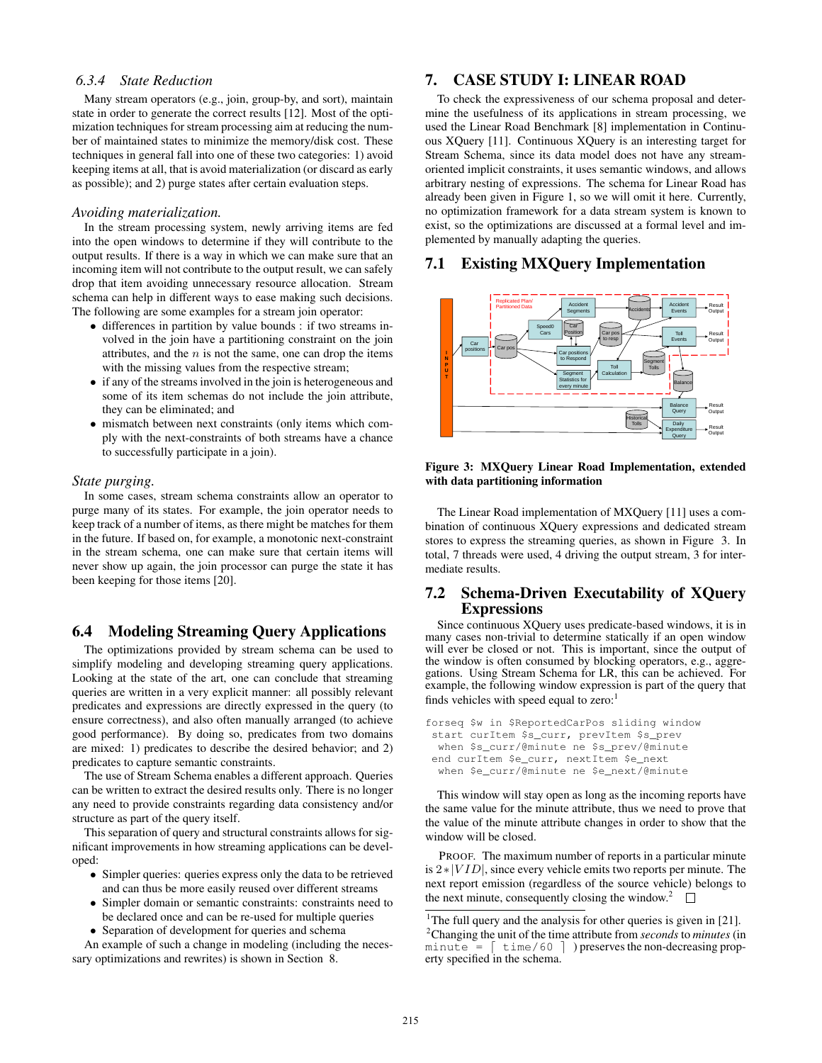### 6.3.4 State Reduction

Many stream operators (e.g., join, group-by, and sort), maintain state in order to generate the correct results [12]. Most of the optimization techniques for stream processing aim at reducing the number of maintained states to minimize the memory/disk cost. These techniques in general fall into one of these two categories: 1) avoid keeping items at all, that is avoid materialization (or discard as early as possible); and 2) purge states after certain evaluation steps.

*Avoiding materialization.*

In the stream processing system, newly arriving items are fed into the open windows to determine if they will contribute to the output results. If there is a way in which we can make sure that an incoming item will not contribute to the output result, we can safely drop that item avoiding unnecessary resource allocation. Stream schema can help in different ways to ease making such decisions. The following are some examples for a stream join operator:

- differences in partition by value bounds : if two streams involved in the join have a partitioning constraint on the join attributes, and the $n$ is not the same, one can drop the items with the missing values from the respective stream;
- if any of the streams involved in the join is heterogeneous and some of its item schemas do not include the join attribute, they can be eliminated; and
- mismatch between next constraints (only items which comply with the next-constraints of both streams have a chance to successfully participate in a join).

*State purging.*

In some cases, stream schema constraints allow an operator to purge many of its states. For example, the join operator needs to keep track of a number of items, as there might be matches for them in the future. If based on, for example, a monotonic next-constraint in the stream schema, one can make sure that certain items will never show up again, the join processor can purge the state it has been keeping for those items [20].

## 6.4 Modeling Streaming Query Applications

The optimizations provided by stream schema can be used to simplify modeling and developing streaming query applications. Looking at the state of the art, one can conclude that streaming queries are written in a very explicit manner: all possibly relevant predicates and expressions are directly expressed in the query (to ensure correctness), and also often manually arranged (to achieve good performance). By doing so, predicates from two domains are mixed: 1) predicates to describe the desired behavior; and 2) predicates to capture semantic constraints.

The use of Stream Schema enables a different approach. Queries can be written to extract the desired results only. There is no longer any need to provide constraints regarding data consistency and/or structure as part of the query itself.

This separation of query and structural constraints allows for significant improvements in how streaming applications can be developed:

- Simpler queries: queries express only the data to be retrieved and can thus be more easily reused over different streams
- Simpler domain or semantic constraints: constraints need to be declared once and can be re-used for multiple queries
- Separation of development for queries and schema

An example of such a change in modeling (including the necessary optimizations and rewrites) is shown in Section 8.

# 7. CASE STUDY I: LINEAR ROAD

To check the expressiveness of our schema proposal and determine the usefulness of its applications in stream processing, we used the Linear Road Benchmark [8] implementation in Continuous XQuery [11]. Continuous XQuery is an interesting target for Stream Schema, since its data model does not have any stream-oriented implicit constraints, it uses semantic windows, and allows arbitrary nesting of expressions. The schema for Linear Road has already been given in Figure 1, so we will omit it here. Currently, no optimization framework for a data stream system is known to exist, so the optimizations are discussed at a formal level and implemented by manually adapting the queries.

## 7.1 Existing MXQuery Implementation

**Figure 3: MXQuery Linear Road Implementation, extended with data partitioning information**

The Linear Road implementation of MXQuery [11] uses a combination of continuous XQuery expressions and dedicated stream stores to express the streaming queries, as shown in Figure 3. In total, 7 threads were used, 4 driving the output stream, 3 for intermediate results.

## 7.2 Schema-Driven Executability of XQuery Expressions

Since continuous XQuery uses predicate-based windows, it is in many cases non-trivial to determine statically if an open window will ever be closed or not. This is important, since the output of the window is often consumed by blocking operators, e.g., aggregations. Using Stream Schema for LR, this can be achieved. For example, the following window expression is part of the query that finds vehicles with speed equal to zero:[1]

```
forseq $w in $ReportedCarPos sliding window
 start curItem $s_curr, prevItem $s_prev
  when $s_curr/@minute ne $s_prev/@minute
 end curItem $e_curr, nextItem $e_next
  when $e_curr/@minute ne $e_next/@minute
```

This window will stay open as long as the incoming reports have the same value for the minute attribute, thus we need to prove that the value of the minute attribute changes in order to show that the window will be closed.

PROOF. The maximum number of reports in a particular minute is $2*|VID|$, since every vehicle emits two reports per minute. The next report emission (regardless of the source vehicle) belongs to the next minute, consequently closing the window.[2] □

[1] The full query and the analysis for other queries is given in [21].

[2] Changing the unit of the time attribute from *seconds* to *minutes* (in `minute = ⌈ time/60 ⌉`) preserves the non-decreasing property specified in the schema.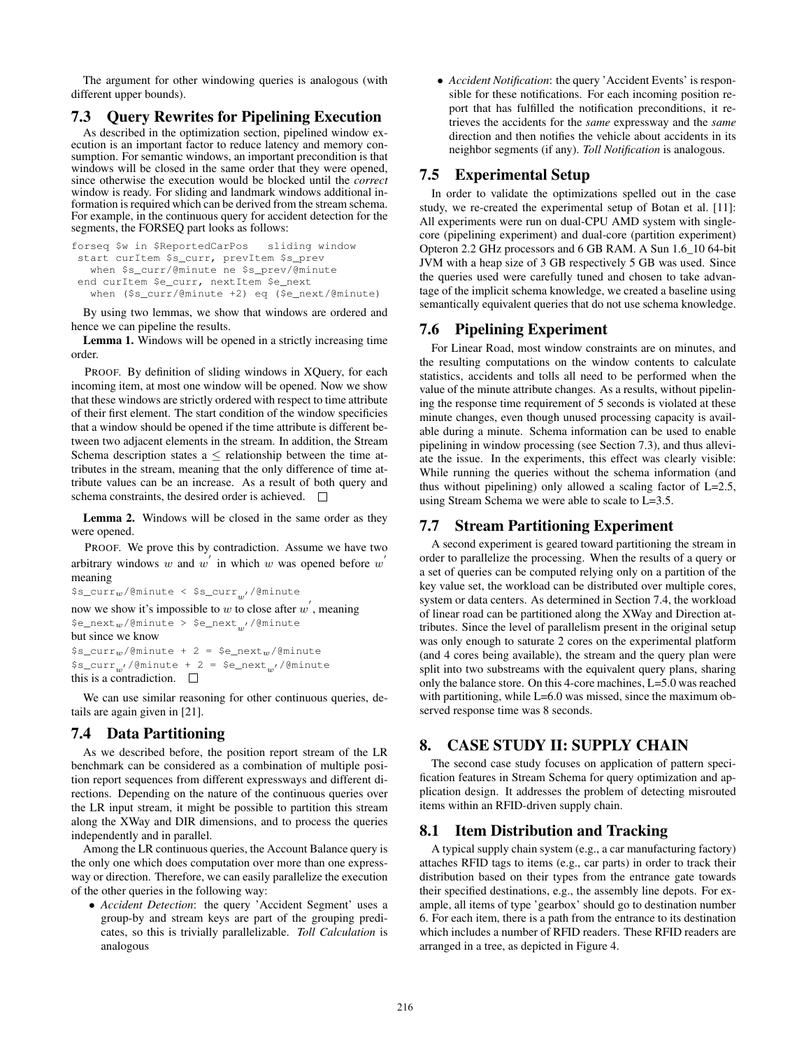The argument for other windowing queries is analogous (with different upper bounds).

## 7.3 Query Rewrites for Pipelining Execution

As described in the optimization section, pipelined window execution is an important factor to reduce latency and memory consumption. For semantic windows, an important precondition is that windows will be closed in the same order that they were opened, since otherwise the execution would be blocked until the *correct* window is ready. For sliding and landmark windows additional information is required which can be derived from the stream schema. For example, in the continuous query for accident detection for the segments, the FORSEQ part looks as follows:

```
forseq $w in $ReportedCarPos   sliding window
 start curItem $s_curr, prevItem $s_prev
   when $s_curr/@minute ne $s_prev/@minute
 end curItem $e_curr, nextItem $e_next
   when ($s_curr/@minute +2) eq ($e_next/@minute)
```

By using two lemmas, we show that windows are ordered and hence we can pipeline the results.

**Lemma 1.** Windows will be opened in a strictly increasing time order.

PROOF. By definition of sliding windows in XQuery, for each incoming item, at most one window will be opened. Now we show that these windows are strictly ordered with respect to time attribute of their first element. The start condition of the window specificies that a window should be opened if the time attribute is different between two adjacent elements in the stream. In addition, the Stream Schema description states a $\leq$ relationship between the time attributes in the stream, meaning that the only difference of time attribute values can be an increase. As a result of both query and schema constraints, the desired order is achieved. □

**Lemma 2.** Windows will be closed in the same order as they were opened.

PROOF. We prove this by contradiction. Assume we have two arbitrary windows $w$ and $w'$ in which $w$ was opened before $w'$ meaning

$s_curr$_w$/@minute < $s_curr$_{w'}$/@minute

now we show it's impossible to $w$ to close after $w'$, meaning

$e_next$_w$/@minute > $e_next$_{w'}$/@minute

but since we know

$s_curr$_w$/@minute + 2 = $e_next$_w$/@minute

$s_curr$_{w'}$/@minute + 2 = $e_next$_{w'}$/@minute

this is a contradiction. □

We can use similar reasoning for other continuous queries, details are again given in [21].

## 7.4 Data Partitioning

As we described before, the position report stream of the LR benchmark can be considered as a combination of multiple position report sequences from different expressways and different directions. Depending on the nature of the continuous queries over the LR input stream, it might be possible to partition this stream along the XWay and DIR dimensions, and to process the queries independently and in parallel.

Among the LR continuous queries, the Account Balance query is the only one which does computation over more than one expressway or direction. Therefore, we can easily parallelize the execution of the other queries in the following way:

- *Accident Detection*: the query 'Accident Segment' uses a group-by and stream keys are part of the grouping predicates, so this is trivially parallelizable. *Toll Calculation* is analogous
- *Accident Notification*: the query 'Accident Events' is responsible for these notifications. For each incoming position report that has fulfilled the notification preconditions, it retrieves the accidents for the *same* expressway and the *same* direction and then notifies the vehicle about accidents in its neighbor segments (if any). *Toll Notification* is analogous.

## 7.5 Experimental Setup

In order to validate the optimizations spelled out in the case study, we re-created the experimental setup of Botan et al. [11]: All experiments were run on dual-CPU AMD system with single-core (pipelining experiment) and dual-core (partition experiment) Opteron 2.2 GHz processors and 6 GB RAM. A Sun 1.6_10 64-bit JVM with a heap size of 3 GB respectively 5 GB was used. Since the queries used were carefully tuned and chosen to take advantage of the implicit schema knowledge, we created a baseline using semantically equivalent queries that do not use schema knowledge.

## 7.6 Pipelining Experiment

For Linear Road, most window constraints are on minutes, and the resulting computations on the window contents to calculate statistics, accidents and tolls all need to be performed when the value of the minute attribute changes. As a results, without pipelining the response time requirement of 5 seconds is violated at these minute changes, even though unused processing capacity is available during a minute. Schema information can be used to enable pipelining in window processing (see Section 7.3), and thus alleviate the issue. In the experiments, this effect was clearly visible: While running the queries without the schema information (and thus without pipelining) only allowed a scaling factor of L=2.5, using Stream Schema we were able to scale to L=3.5.

## 7.7 Stream Partitioning Experiment

A second experiment is geared toward partitioning the stream in order to parallelize the processing. When the results of a query or a set of queries can be computed relying only on a partition of the key value set, the workload can be distributed over multiple cores, system or data centers. As determined in Section 7.4, the workload of linear road can be partitioned along the XWay and Direction attributes. Since the level of parallelism present in the original setup was only enough to saturate 2 cores on the experimental platform (and 4 cores being available), the stream and the query plan were split into two substreams with the equivalent query plans, sharing only the balance store. On this 4-core machines, L=5.0 was reached with partitioning, while L=6.0 was missed, since the maximum observed response time was 8 seconds.

# 8. CASE STUDY II: SUPPLY CHAIN

The second case study focuses on application of pattern specification features in Stream Schema for query optimization and application design. It addresses the problem of detecting misrouted items within an RFID-driven supply chain.

## 8.1 Item Distribution and Tracking

A typical supply chain system (e.g., a car manufacturing factory) attaches RFID tags to items (e.g., car parts) in order to track their distribution based on their types from the entrance gate towards their specified destinations, e.g., the assembly line depots. For example, all items of type 'gearbox' should go to destination number 6. For each item, there is a path from the entrance to its destination which includes a number of RFID readers. These RFID readers are arranged in a tree, as depicted in Figure 4.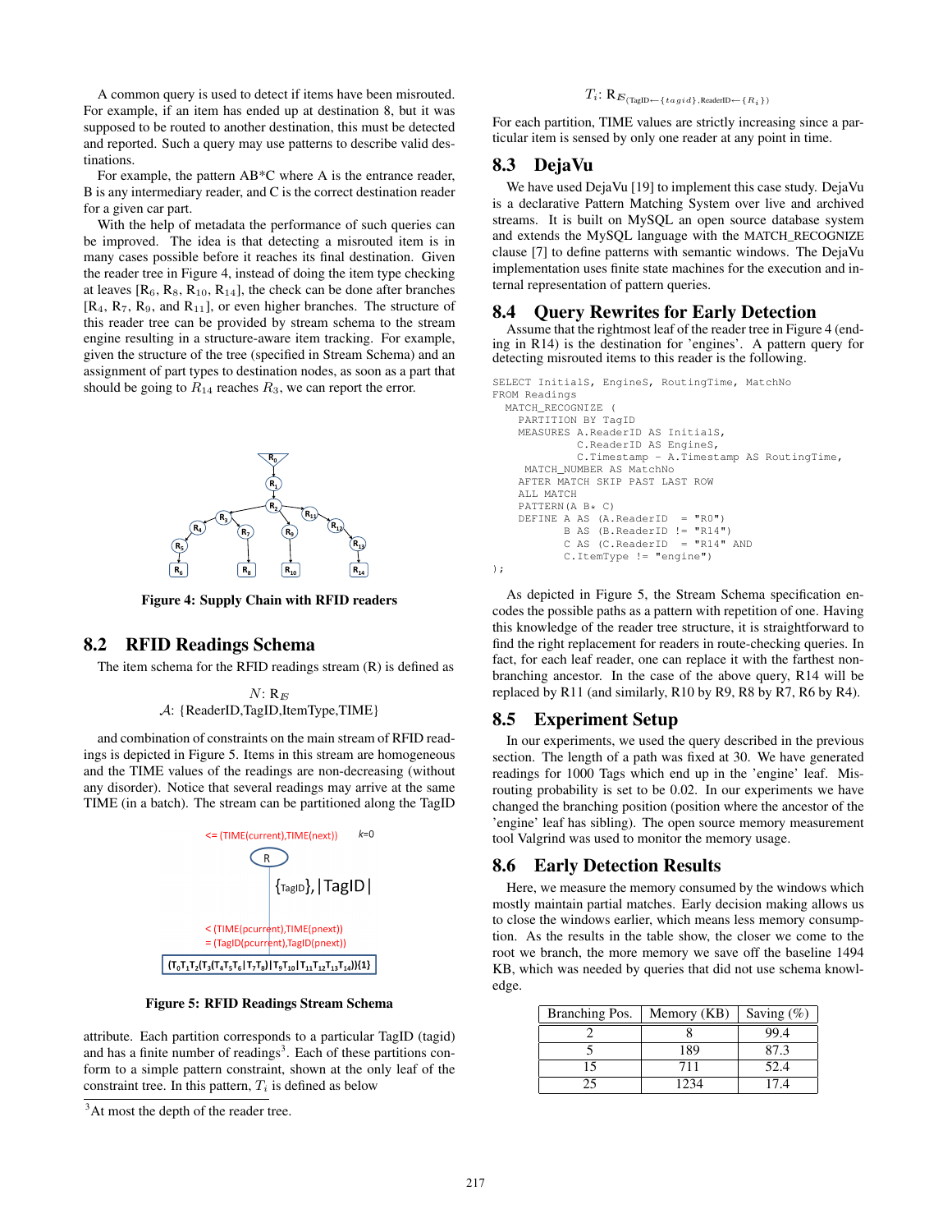A common query is used to detect if items have been misrouted. For example, if an item has ended up at destination 8, but it was supposed to be routed to another destination, this must be detected and reported. Such a query may use patterns to describe valid destinations.

For example, the pattern AB*C where A is the entrance reader, B is any intermediary reader, and C is the correct destination reader for a given car part.

With the help of metadata the performance of such queries can be improved. The idea is that detecting a misrouted item is in many cases possible before it reaches its final destination. Given the reader tree in Figure 4, instead of doing the item type checking at leaves [$R_6$, $R_8$, $R_{10}$, $R_{14}$], the check can be done after branches [$R_4$, $R_7$, $R_9$, and $R_{11}$], or even higher branches. The structure of this reader tree can be provided by stream schema to the stream engine resulting in a structure-aware item tracking. For example, given the structure of the tree (specified in Stream Schema) and an assignment of part types to destination nodes, as soon as a part that should be going to $R_{14}$ reaches $R_3$, we can report the error.

**Figure 4: Supply Chain with RFID readers**

## 8.2 RFID Readings Schema

The item schema for the RFID readings stream (R) is defined as

$$N: \mathrm{R}_{\mathbb{S}}$$
$$\mathcal{A}: \{\text{ReaderID,TagID,ItemType,TIME}\}$$

and combination of constraints on the main stream of RFID readings is depicted in Figure 5. Items in this stream are homogeneous and the TIME values of the readings are non-decreasing (without any disorder). Notice that several readings may arrive at the same TIME (in a batch). The stream can be partitioned along the TagID

**Figure 5: RFID Readings Stream Schema**

attribute. Each partition corresponds to a particular TagID (tagid) and has a finite number of readings[3]. Each of these partitions conform to a simple pattern constraint, shown at the only leaf of the constraint tree. In this pattern, $T_i$ is defined as below

[3] At most the depth of the reader tree.

$$T_i: \mathrm{R}_{\mathbb{S}(\text{TagID} \leftarrow \{tagid\}, \text{ReaderID} \leftarrow \{R_i\})}$$

For each partition, TIME values are strictly increasing since a particular item is sensed by only one reader at any point in time.

## 8.3 DejaVu

We have used DejaVu [19] to implement this case study. DejaVu is a declarative Pattern Matching System over live and archived streams. It is built on MySQL an open source database system and extends the MySQL language with the MATCH_RECOGNIZE clause [7] to define patterns with semantic windows. The DejaVu implementation uses finite state machines for the execution and internal representation of pattern queries.

## 8.4 Query Rewrites for Early Detection

Assume that the rightmost leaf of the reader tree in Figure 4 (ending in R14) is the destination for 'engines'. A pattern query for detecting misrouted items to this reader is the following.

```
SELECT InitialS, EngineS, RoutingTime, MatchNo
FROM Readings
  MATCH_RECOGNIZE (
    PARTITION BY TagID
    MEASURES A.ReaderID AS InitialS,
             C.ReaderID AS EngineS,
             C.Timestamp - A.Timestamp AS RoutingTime,
     MATCH_NUMBER AS MatchNo
    AFTER MATCH SKIP PAST LAST ROW
    ALL MATCH
    PATTERN(A B* C)
    DEFINE A AS (A.ReaderID  = "R0")
           B AS (B.ReaderID != "R14")
           C AS (C.ReaderID  = "R14" AND
           C.ItemType != "engine")
);
```

As depicted in Figure 5, the Stream Schema specification encodes the possible paths as a pattern with repetition of one. Having this knowledge of the reader tree structure, it is straightforward to find the right replacement for readers in route-checking queries. In fact, for each leaf reader, one can replace it with the farthest non-branching ancestor. In the case of the above query, R14 will be replaced by R11 (and similarly, R10 by R9, R8 by R7, R6 by R4).

## 8.5 Experiment Setup

In our experiments, we used the query described in the previous section. The length of a path was fixed at 30. We have generated readings for 1000 Tags which end up in the 'engine' leaf. Misrouting probability is set to be 0.02. In our experiments we have changed the branching position (position where the ancestor of the 'engine' leaf has sibling). The open source memory measurement tool Valgrind was used to monitor the memory usage.

## 8.6 Early Detection Results

Here, we measure the memory consumed by the windows which mostly maintain partial matches. Early decision making allows us to close the windows earlier, which means less memory consumption. As the results in the table show, the closer we come to the root we branch, the more memory we save off the baseline 1494 KB, which was needed by queries that did not use schema knowledge.

| Branching Pos. | Memory (KB) | Saving (%) |
|---|---|---|
| 2 | 8 | 99.4 |
| 5 | 189 | 87.3 |
| 15 | 711 | 52.4 |
| 25 | 1234 | 17.4 |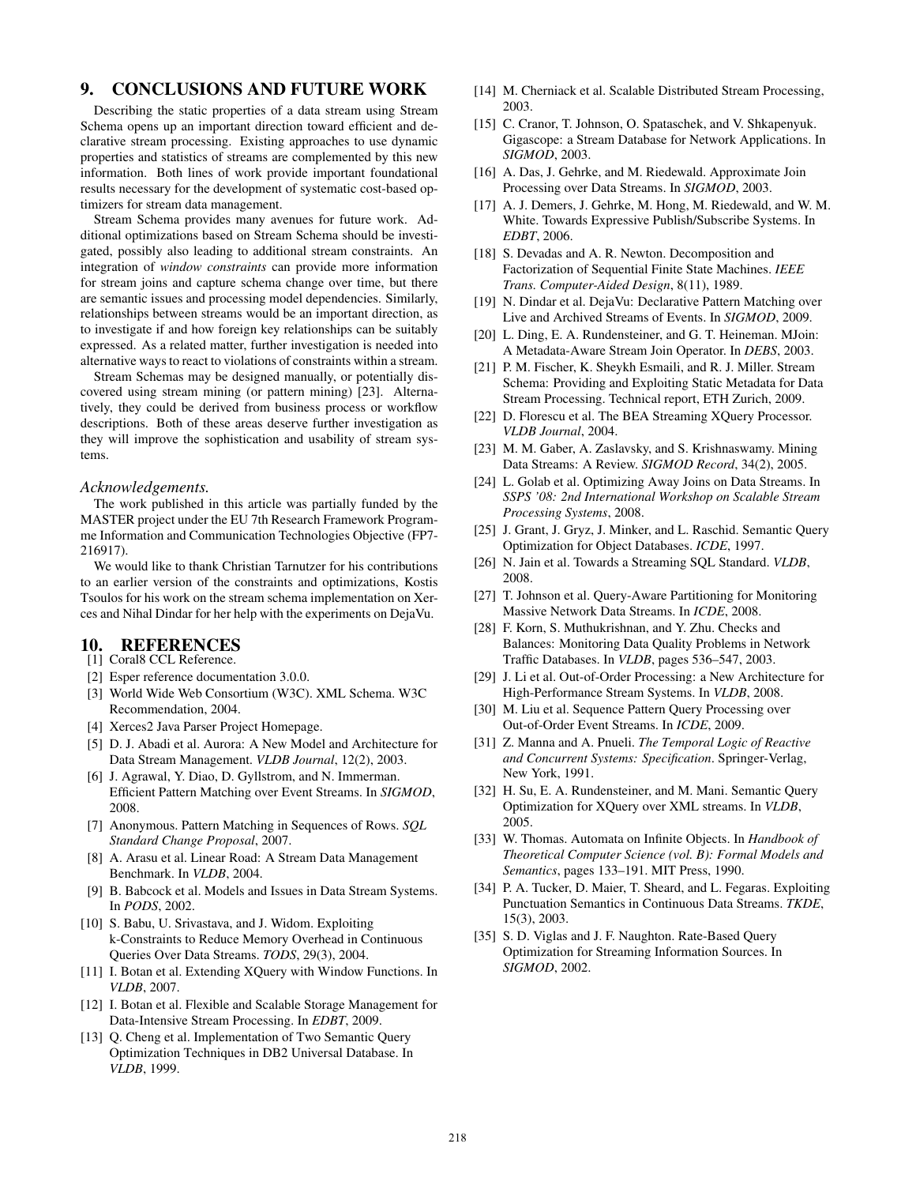## 9. CONCLUSIONS AND FUTURE WORK

Describing the static properties of a data stream using Stream Schema opens up an important direction toward efficient and declarative stream processing. Existing approaches to use dynamic properties and statistics of streams are complemented by this new information. Both lines of work provide important foundational results necessary for the development of systematic cost-based optimizers for stream data management.

Stream Schema provides many avenues for future work. Additional optimizations based on Stream Schema should be investigated, possibly also leading to additional stream constraints. An integration of *window constraints* can provide more information for stream joins and capture schema change over time, but there are semantic issues and processing model dependencies. Similarly, relationships between streams would be an important direction, as to investigate if and how foreign key relationships can be suitably expressed. As a related matter, further investigation is needed into alternative ways to react to violations of constraints within a stream.

Stream Schemas may be designed manually, or potentially discovered using stream mining (or pattern mining) [23]. Alternatively, they could be derived from business process or workflow descriptions. Both of these areas deserve further investigation as they will improve the sophistication and usability of stream systems.

### *Acknowledgements.*

The work published in this article was partially funded by the MASTER project under the EU 7th Research Framework Programme Information and Communication Technologies Objective (FP7-216917).

We would like to thank Christian Tarnutzer for his contributions to an earlier version of the constraints and optimizations, Kostis Tsoulos for his work on the stream schema implementation on Xerces and Nihal Dindar for her help with the experiments on DejaVu.

## 10. REFERENCES

[1] Coral8 CCL Reference.

[2] Esper reference documentation 3.0.0.

[3] World Wide Web Consortium (W3C). XML Schema. W3C Recommendation, 2004.

[4] Xerces2 Java Parser Project Homepage.

[5] D. J. Abadi et al. Aurora: A New Model and Architecture for Data Stream Management. *VLDB Journal*, 12(2), 2003.

[6] J. Agrawal, Y. Diao, D. Gyllstrom, and N. Immerman. Efficient Pattern Matching over Event Streams. In *SIGMOD*, 2008.

[7] Anonymous. Pattern Matching in Sequences of Rows. *SQL Standard Change Proposal*, 2007.

[8] A. Arasu et al. Linear Road: A Stream Data Management Benchmark. In *VLDB*, 2004.

[9] B. Babcock et al. Models and Issues in Data Stream Systems. In *PODS*, 2002.

[10] S. Babu, U. Srivastava, and J. Widom. Exploiting k-Constraints to Reduce Memory Overhead in Continuous Queries Over Data Streams. *TODS*, 29(3), 2004.

[11] I. Botan et al. Extending XQuery with Window Functions. In *VLDB*, 2007.

[12] I. Botan et al. Flexible and Scalable Storage Management for Data-Intensive Stream Processing. In *EDBT*, 2009.

[13] Q. Cheng et al. Implementation of Two Semantic Query Optimization Techniques in DB2 Universal Database. In *VLDB*, 1999.

[14] M. Cherniack et al. Scalable Distributed Stream Processing, 2003.

[15] C. Cranor, T. Johnson, O. Spataschek, and V. Shkapenyuk. Gigascope: a Stream Database for Network Applications. In *SIGMOD*, 2003.

[16] A. Das, J. Gehrke, and M. Riedewald. Approximate Join Processing over Data Streams. In *SIGMOD*, 2003.

[17] A. J. Demers, J. Gehrke, M. Hong, M. Riedewald, and W. M. White. Towards Expressive Publish/Subscribe Systems. In *EDBT*, 2006.

[18] S. Devadas and A. R. Newton. Decomposition and Factorization of Sequential Finite State Machines. *IEEE Trans. Computer-Aided Design*, 8(11), 1989.

[19] N. Dindar et al. DejaVu: Declarative Pattern Matching over Live and Archived Streams of Events. In *SIGMOD*, 2009.

[20] L. Ding, E. A. Rundensteiner, and G. T. Heineman. MJoin: A Metadata-Aware Stream Join Operator. In *DEBS*, 2003.

[21] P. M. Fischer, K. Sheykh Esmaili, and R. J. Miller. Stream Schema: Providing and Exploiting Static Metadata for Data Stream Processing. Technical report, ETH Zurich, 2009.

[22] D. Florescu et al. The BEA Streaming XQuery Processor. *VLDB Journal*, 2004.

[23] M. M. Gaber, A. Zaslavsky, and S. Krishnaswamy. Mining Data Streams: A Review. *SIGMOD Record*, 34(2), 2005.

[24] L. Golab et al. Optimizing Away Joins on Data Streams. In *SSPS '08: 2nd International Workshop on Scalable Stream Processing Systems*, 2008.

[25] J. Grant, J. Gryz, J. Minker, and L. Raschid. Semantic Query Optimization for Object Databases. *ICDE*, 1997.

[26] N. Jain et al. Towards a Streaming SQL Standard. *VLDB*, 2008.

[27] T. Johnson et al. Query-Aware Partitioning for Monitoring Massive Network Data Streams. In *ICDE*, 2008.

[28] F. Korn, S. Muthukrishnan, and Y. Zhu. Checks and Balances: Monitoring Data Quality Problems in Network Traffic Databases. In *VLDB*, pages 536–547, 2003.

[29] J. Li et al. Out-of-Order Processing: a New Architecture for High-Performance Stream Systems. In *VLDB*, 2008.

[30] M. Liu et al. Sequence Pattern Query Processing over Out-of-Order Event Streams. In *ICDE*, 2009.

[31] Z. Manna and A. Pnueli. *The Temporal Logic of Reactive and Concurrent Systems: Specification*. Springer-Verlag, New York, 1991.

[32] H. Su, E. A. Rundensteiner, and M. Mani. Semantic Query Optimization for XQuery over XML streams. In *VLDB*, 2005.

[33] W. Thomas. Automata on Infinite Objects. In *Handbook of Theoretical Computer Science (vol. B): Formal Models and Semantics*, pages 133–191. MIT Press, 1990.

[34] P. A. Tucker, D. Maier, T. Sheard, and L. Fegaras. Exploiting Punctuation Semantics in Continuous Data Streams. *TKDE*, 15(3), 2003.

[35] S. D. Viglas and J. F. Naughton. Rate-Based Query Optimization for Streaming Information Sources. In *SIGMOD*, 2002.